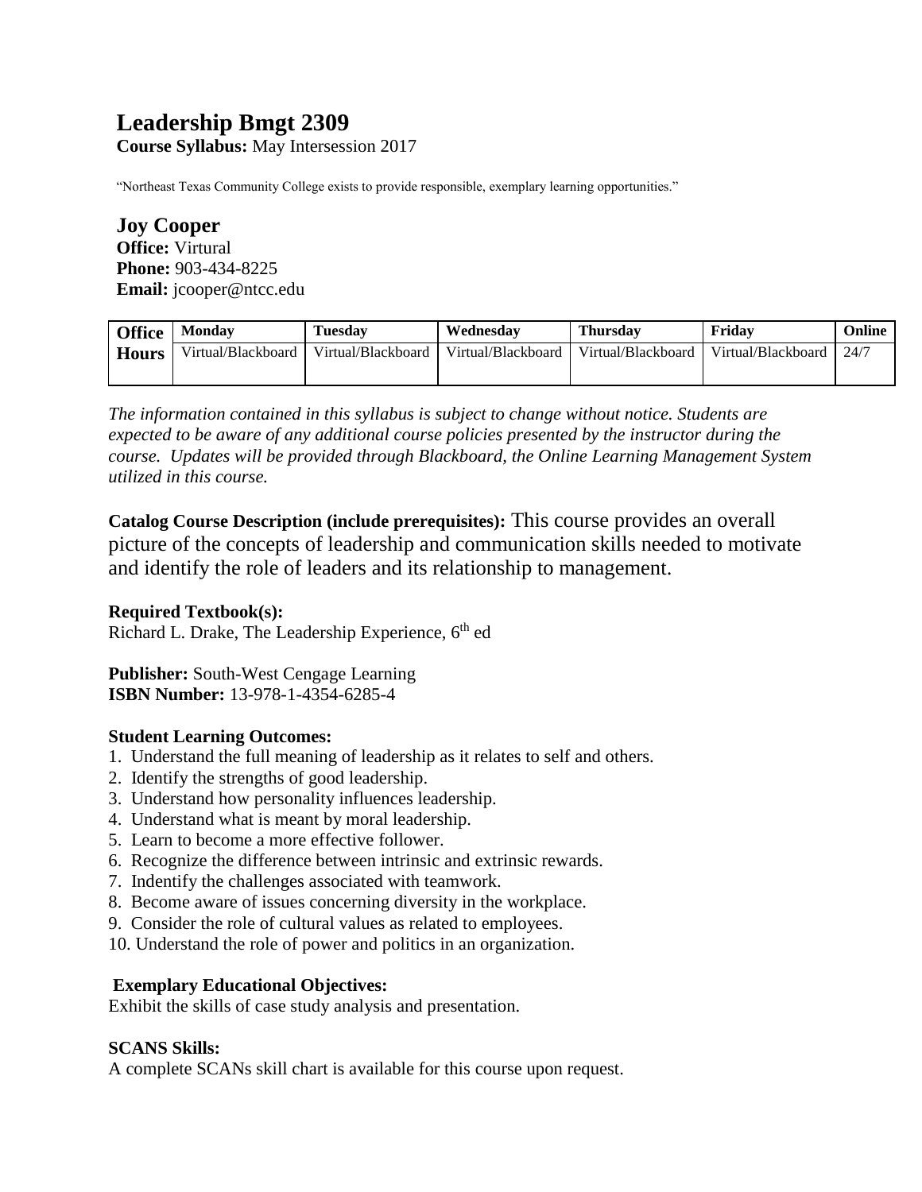# Leadership Bmgt 2309

**Course Syllabus:** May Intersession 2017

"Northeast Texas Community College exists to provide responsible, exemplary learning opportunities."

## Joy Cooper

**Office:** Virtural
**Phone:** 903-434-8225
**Email:** jcooper@ntcc.edu

| Office Hours | Monday | Tuesday | Wednesday | Thursday | Friday | Online |
|---|---|---|---|---|---|---|
| | Virtual/Blackboard | Virtual/Blackboard | Virtual/Blackboard | Virtual/Blackboard | Virtual/Blackboard | 24/7 |

*The information contained in this syllabus is subject to change without notice. Students are expected to be aware of any additional course policies presented by the instructor during the course. Updates will be provided through Blackboard, the Online Learning Management System utilized in this course.*

**Catalog Course Description (include prerequisites):** This course provides an overall picture of the concepts of leadership and communication skills needed to motivate and identify the role of leaders and its relationship to management.

**Required Textbook(s):**
Richard L. Drake, The Leadership Experience, 6th ed

**Publisher:** South-West Cengage Learning
**ISBN Number:** 13-978-1-4354-6285-4

**Student Learning Outcomes:**

1. Understand the full meaning of leadership as it relates to self and others.
2. Identify the strengths of good leadership.
3. Understand how personality influences leadership.
4. Understand what is meant by moral leadership.
5. Learn to become a more effective follower.
6. Recognize the difference between intrinsic and extrinsic rewards.
7. Indentify the challenges associated with teamwork.
8. Become aware of issues concerning diversity in the workplace.
9. Consider the role of cultural values as related to employees.
10. Understand the role of power and politics in an organization.

**Exemplary Educational Objectives:**
Exhibit the skills of case study analysis and presentation.

**SCANS Skills:**
A complete SCANs skill chart is available for this course upon request.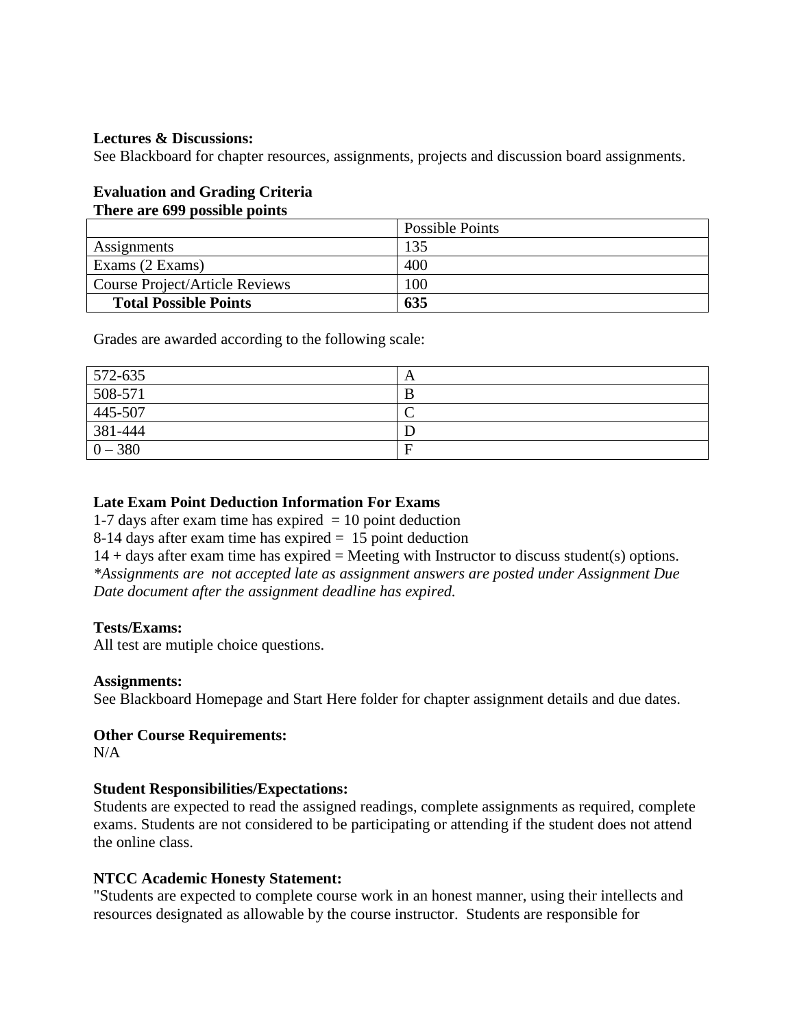**Lectures & Discussions:**
See Blackboard for chapter resources, assignments, projects and discussion board assignments.

**Evaluation and Grading Criteria**
**There are 699 possible points**

| | Possible Points |
|---|---|
| Assignments | 135 |
| Exams (2 Exams) | 400 |
| Course Project/Article Reviews | 100 |
| **Total Possible Points** | **635** |

Grades are awarded according to the following scale:

| | |
|---|---|
| 572-635 | A |
| 508-571 | B |
| 445-507 | C |
| 381-444 | D |
| 0 – 380 | F |

**Late Exam Point Deduction Information For Exams**
1-7 days after exam time has expired = 10 point deduction
8-14 days after exam time has expired = 15 point deduction
14 + days after exam time has expired = Meeting with Instructor to discuss student(s) options.
*\*Assignments are not accepted late as assignment answers are posted under Assignment Due Date document after the assignment deadline has expired.*

**Tests/Exams:**
All test are mutiple choice questions.

**Assignments:**
See Blackboard Homepage and Start Here folder for chapter assignment details and due dates.

**Other Course Requirements:**
N/A

**Student Responsibilities/Expectations:**
Students are expected to read the assigned readings, complete assignments as required, complete exams. Students are not considered to be participating or attending if the student does not attend the online class.

**NTCC Academic Honesty Statement:**
"Students are expected to complete course work in an honest manner, using their intellects and resources designated as allowable by the course instructor. Students are responsible for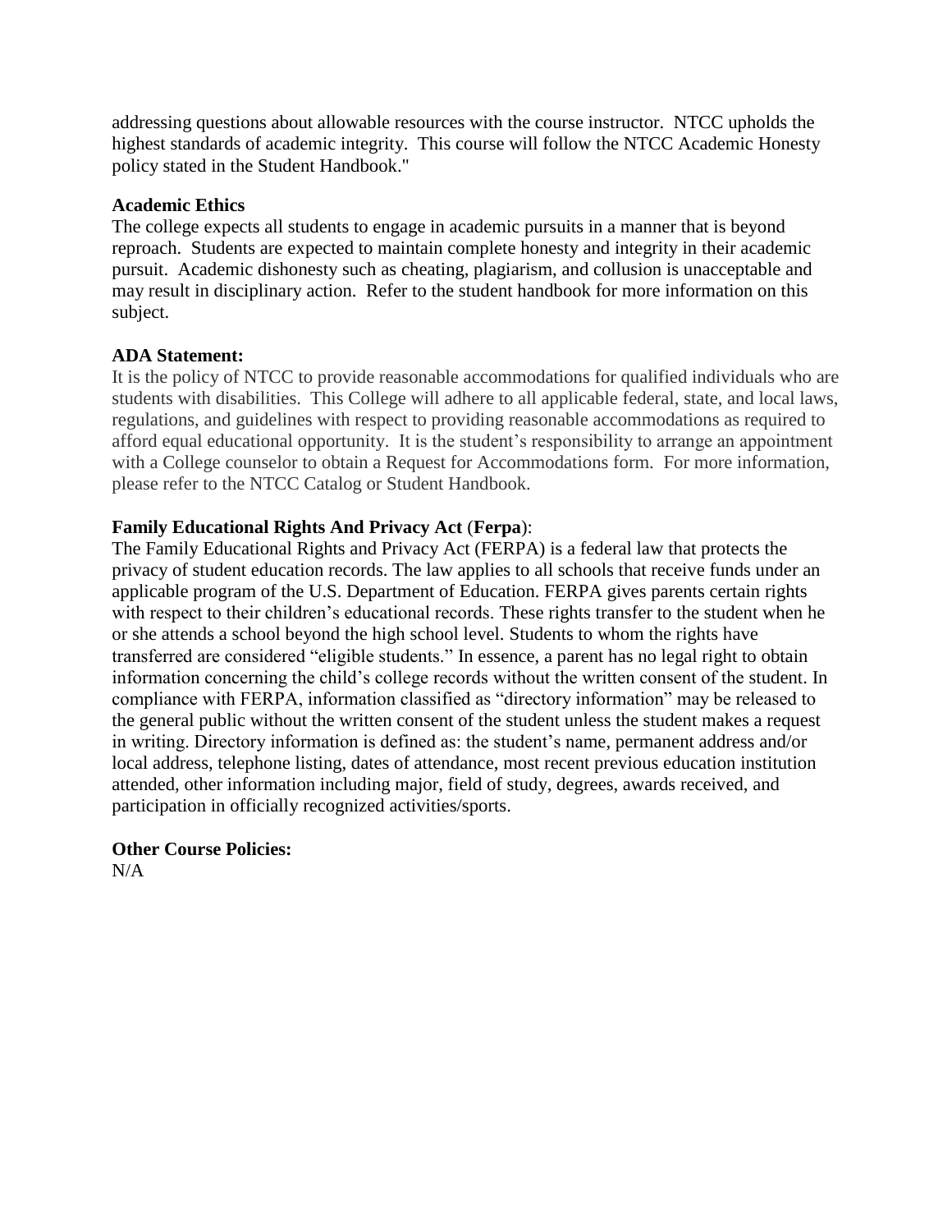addressing questions about allowable resources with the course instructor. NTCC upholds the highest standards of academic integrity. This course will follow the NTCC Academic Honesty policy stated in the Student Handbook."

**Academic Ethics**

The college expects all students to engage in academic pursuits in a manner that is beyond reproach. Students are expected to maintain complete honesty and integrity in their academic pursuit. Academic dishonesty such as cheating, plagiarism, and collusion is unacceptable and may result in disciplinary action. Refer to the student handbook for more information on this subject.

**ADA Statement:**

It is the policy of NTCC to provide reasonable accommodations for qualified individuals who are students with disabilities. This College will adhere to all applicable federal, state, and local laws, regulations, and guidelines with respect to providing reasonable accommodations as required to afford equal educational opportunity. It is the student's responsibility to arrange an appointment with a College counselor to obtain a Request for Accommodations form. For more information, please refer to the NTCC Catalog or Student Handbook.

**Family Educational Rights And Privacy Act (Ferpa):**

The Family Educational Rights and Privacy Act (FERPA) is a federal law that protects the privacy of student education records. The law applies to all schools that receive funds under an applicable program of the U.S. Department of Education. FERPA gives parents certain rights with respect to their children's educational records. These rights transfer to the student when he or she attends a school beyond the high school level. Students to whom the rights have transferred are considered "eligible students." In essence, a parent has no legal right to obtain information concerning the child's college records without the written consent of the student. In compliance with FERPA, information classified as "directory information" may be released to the general public without the written consent of the student unless the student makes a request in writing. Directory information is defined as: the student's name, permanent address and/or local address, telephone listing, dates of attendance, most recent previous education institution attended, other information including major, field of study, degrees, awards received, and participation in officially recognized activities/sports.

**Other Course Policies:**

N/A